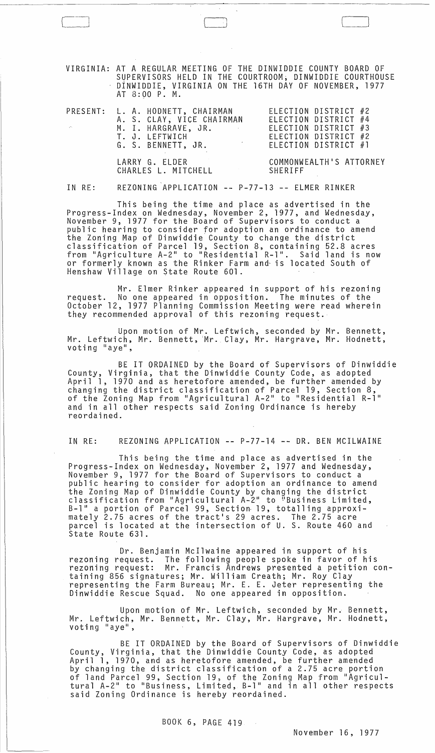VIRGINIA: AT A REGULAR MEETING OF THE DINWIDDIE COUNTY BOARD OF SUPERVISORS HELD IN THE COURTROOM, DINWIDDIE COURTHOUSE DINWIDDIE, VIRGINIA ON THE 16TH DAY OF NOVEMBER, 1977 AT 8:00 P. M.

| PRESENT: | | |
|---|---|---|
| | L. A. HODNETT, CHAIRMAN | ELECTION DISTRICT #2 |
| | A. S. CLAY, VICE CHAIRMAN | ELECTION DISTRICT #4 |
| | M. I. HARGRAVE, JR. | ELECTION DISTRICT #3 |
| | T. J. LEFTWICH | ELECTION DISTRICT #2 |
| | G. S. BENNETT, JR. | ELECTION DISTRICT #1 |
| | LARRY G. ELDER | COMMONWEALTH'S ATTORNEY |
| | CHARLES L. MITCHELL | SHERIFF |

IN RE: REZONING APPLICATION -- P-77-13 -- ELMER RINKER

This being the time and place as advertised in the Progress-Index on Wednesday, November 2, 1977, and Wednesday, November 9, 1977 for the Board of Supervisors to conduct a public hearing to consider for adoption an ordinance to amend the Zoning Map of Dinwiddie County to change the district classification of Parcel 19, Section 8, containing 52.8 acres from "Agriculture A-2" to "Residential R-1". Said land is now or formerly known as the Rinker Farm and is located South of Henshaw Village on State Route 601.

Mr. Elmer Rinker appeared in support of his rezoning request. No one appeared in opposition. The minutes of the October 12, 1977 Planning Commission Meeting were read wherein they recommended approval of this rezoning request.

Upon motion of Mr. Leftwich, seconded by Mr. Bennett, Mr. Leftwich, Mr. Bennett, Mr. Clay, Mr. Hargrave, Mr. Hodnett, voting "aye",

BE IT ORDAINED by the Board of Supervisors of Dinwiddie County, Virginia, that the Dinwiddie County Code, as adopted April 1, 1970 and as heretofore amended, be further amended by changing the district classification of Parcel 19, Section 8, of the Zoning Map from "Agricultural A-2" to "Residential R-1" and in all other respects said Zoning Ordinance is hereby reordained.

IN RE: REZONING APPLICATION -- P-77-14 -- DR. BEN MCILWAINE

This being the time and place as advertised in the Progress-Index on Wednesday, November 2, 1977 and Wednesday, November 9, 1977 for the Board of Supervisors to conduct a public hearing to consider for adoption an ordinance to amend the Zoning Map of Dinwiddie County by changing the district classification from "Agricultural A-2" to "Business Limited, B-1" a portion of Parcel 99, Section 19, totalling approximately 2.75 acres of the tract's 29 acres. The 2.75 acre parcel is located at the intersection of U. S. Route 460 and State Route 631.

Dr. Benjamin McIlwaine appeared in support of his rezoning request. The following people spoke in favor of his rezoning request: Mr. Francis Andrews presented a petition containing 856 signatures; Mr. William Creath; Mr. Roy Clay representing the Farm Bureau; Mr. E. E. Jeter representing the Dinwiddie Rescue Squad. No one appeared in opposition.

Upon motion of Mr. Leftwich, seconded by Mr. Bennett, Mr. Leftwich, Mr. Bennett, Mr. Clay, Mr. Hargrave, Mr. Hodnett, voting "aye",

BE IT ORDAINED by the Board of Supervisors of Dinwiddie County, Virginia, that the Dinwiddie County Code, as adopted April 1, 1970, and as heretofore amended, be further amended by changing the district classification of a 2.75 acre portion of land Parcel 99, Section 19, of the Zoning Map from "Agricultural A-2" to "Business, Limited, B-1" and in all other respects said Zoning Ordinance is hereby reordained.

BOOK 6, PAGE 419

November 16, 1977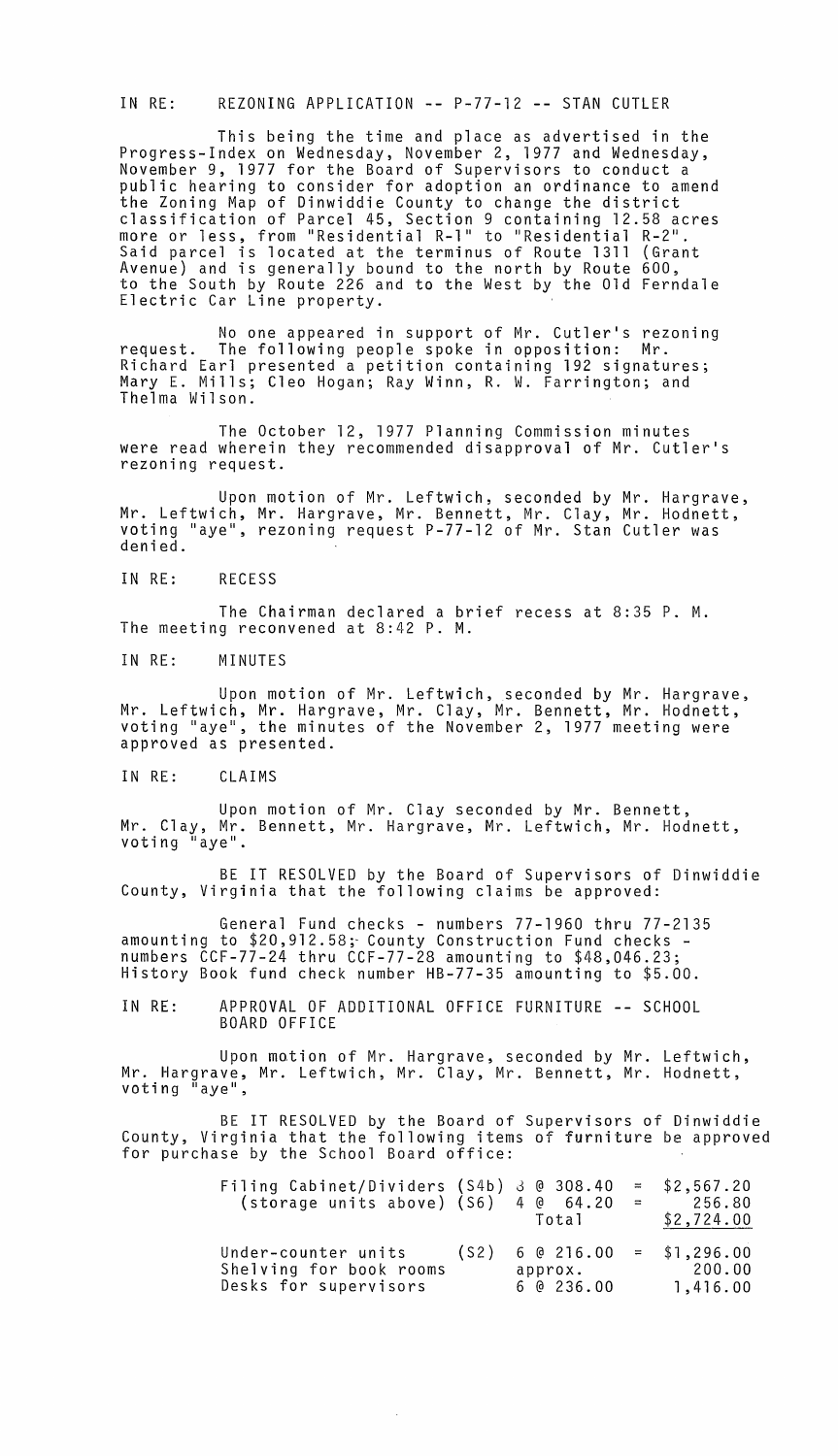IN RE: REZONING APPLICATION -- P-77-12 -- STAN CUTLER

This being the time and place as advertised in the Progress-Index on Wednesday, November 2, 1977 and Wednesday, November 9, 1977 for the Board of Supervisors to conduct a public hearing to consider for adoption an ordinance to amend the Zoning Map of Dinwiddie County to change the district classification of Parcel 45, Section 9 containing 12.58 acres more or less, from "Residential R-1" to "Residential R-2". Said parcel is located at the terminus of Route 1311 (Grant Avenue) and is generally bound to the north by Route 600, to the South by Route 226 and to the West by the Old Ferndale Electric Car Line property.

No one appeared in support of Mr. Cutler's rezoning request. The following people spoke in opposition: Mr. Richard Earl presented a petition containing 192 signatures; Mary E. Mills; Cleo Hogan; Ray Winn, R. W. Farrington; and Thelma Wilson.

The October 12, 1977 Planning Commission minutes were read wherein they recommended disapproval of Mr. Cutler's rezoning request.

Upon motion of Mr. Leftwich, seconded by Mr. Hargrave, Mr. Leftwich, Mr. Hargrave, Mr. Bennett, Mr. Clay, Mr. Hodnett, voting "aye", rezoning request P-77-12 of Mr. Stan Cutler was denied.

IN RE: RECESS

The Chairman declared a brief recess at 8:35 P. M. The meeting reconvened at 8:42 P. M.

IN RE: MINUTES

Upon motion of Mr. Leftwich, seconded by Mr. Hargrave, Mr. Leftwich, Mr. Hargrave, Mr. Clay, Mr. Bennett, Mr. Hodnett, voting "aye", the minutes of the November 2, 1977 meeting were approved as presented.

IN RE: CLAIMS

Upon motion of Mr. Clay seconded by Mr. Bennett, Mr. Clay, Mr. Bennett, Mr. Hargrave, Mr. Leftwich, Mr. Hodnett, voting "aye".

BE IT RESOLVED by the Board of Supervisors of Dinwiddie County, Virginia that the following claims be approved:

General Fund checks - numbers 77-1960 thru 77-2135 amounting to $20,912.58; County Construction Fund checks - numbers CCF-77-24 thru CCF-77-28 amounting to $48,046.23; History Book fund check number HB-77-35 amounting to $5.00.

IN RE: APPROVAL OF ADDITIONAL OFFICE FURNITURE -- SCHOOL BOARD OFFICE

Upon motion of Mr. Hargrave, seconded by Mr. Leftwich, Mr. Hargrave, Mr. Leftwich, Mr. Clay, Mr. Bennett, Mr. Hodnett, voting "aye",

BE IT RESOLVED by the Board of Supervisors of Dinwiddie County, Virginia that the following items of furniture be approved for purchase by the School Board office:

| Item | | Quantity | | Amount |
|---|---|---|---|---|
| Filing Cabinet/Dividers | (S4b) | 8 @ 308.40 | = | $2,567.20 |
| (storage units above) | (S6) | 4 @ 64.20 | = | 256.80 |
| | | Total | | $2,724.00 |
| Under-counter units | (S2) | 6 @ 216.00 | = | $1,296.00 |
| Shelving for book rooms | | approx. | | 200.00 |
| Desks for supervisors | | 6 @ 236.00 | | 1,416.00 |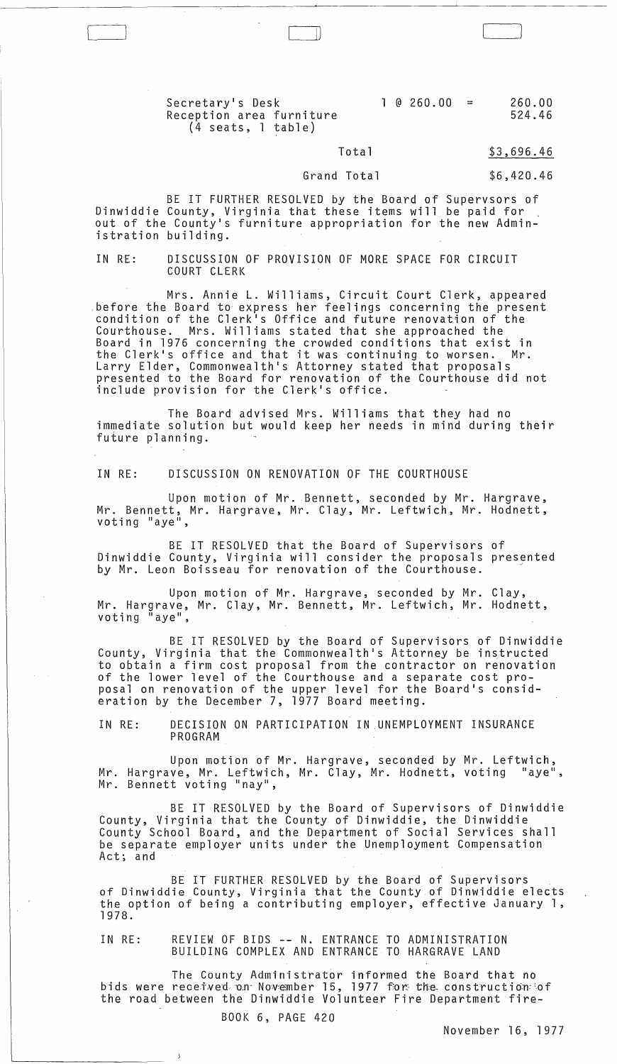| | | |
|---|---|---|
| Secretary's Desk | 1 @ 260.00 = | 260.00 |
| Reception area furniture (4 seats, 1 table) | | 524.46 |
| | Total | $3,696.46 |
| | Grand Total | $6,420.46 |

BE IT FURTHER RESOLVED by the Board of Supervsors of Dinwiddie County, Virginia that these items will be paid for out of the County's furniture appropriation for the new Administration building.

IN RE: DISCUSSION OF PROVISION OF MORE SPACE FOR CIRCUIT COURT CLERK

Mrs. Annie L. Williams, Circuit Court Clerk, appeared before the Board to express her feelings concerning the present condition of the Clerk's Office and future renovation of the Courthouse. Mrs. Williams stated that she approached the Board in 1976 concerning the crowded conditions that exist in the Clerk's office and that it was continuing to worsen. Mr. Larry Elder, Commonwealth's Attorney stated that proposals presented to the Board for renovation of the Courthouse did not include provision for the Clerk's office.

The Board advised Mrs. Williams that they had no immediate solution but would keep her needs in mind during their future planning.

IN RE: DISCUSSION ON RENOVATION OF THE COURTHOUSE

Upon motion of Mr. Bennett, seconded by Mr. Hargrave, Mr. Bennett, Mr. Hargrave, Mr. Clay, Mr. Leftwich, Mr. Hodnett, voting "aye",

BE IT RESOLVED that the Board of Supervisors of Dinwiddie County, Virginia will consider the proposals presented by Mr. Leon Boisseau for renovation of the Courthouse.

Upon motion of Mr. Hargrave, seconded by Mr. Clay, Mr. Hargrave, Mr. Clay, Mr. Bennett, Mr. Leftwich, Mr. Hodnett, voting "aye",

BE IT RESOLVED by the Board of Supervisors of Dinwiddie County, Virginia that the Commonwealth's Attorney be instructed to obtain a firm cost proposal from the contractor on renovation of the lower level of the Courthouse and a separate cost proposal on renovation of the upper level for the Board's consideration by the December 7, 1977 Board meeting.

IN RE: DECISION ON PARTICIPATION IN UNEMPLOYMENT INSURANCE PROGRAM

Upon motion of Mr. Hargrave, seconded by Mr. Leftwich, Mr. Hargrave, Mr. Leftwich, Mr. Clay, Mr. Hodnett, voting "aye", Mr. Bennett voting "nay",

BE IT RESOLVED by the Board of Supervisors of Dinwiddie County, Virginia that the County of Dinwiddie, the Dinwiddie County School Board, and the Department of Social Services shall be separate employer units under the Unemployment Compensation Act; and

BE IT FURTHER RESOLVED by the Board of Supervisors of Dinwiddie County, Virginia that the County of Dinwiddie elects the option of being a contributing employer, effective January 1, 1978.

IN RE: REVIEW OF BIDS -- N. ENTRANCE TO ADMINISTRATION BUILDING COMPLEX AND ENTRANCE TO HARGRAVE LAND

The County Administrator informed the Board that no bids were received on November 15, 1977 for the construction of the road between the Dinwiddie Volunteer Fire Department fire-

BOOK 6, PAGE 420

November 16, 1977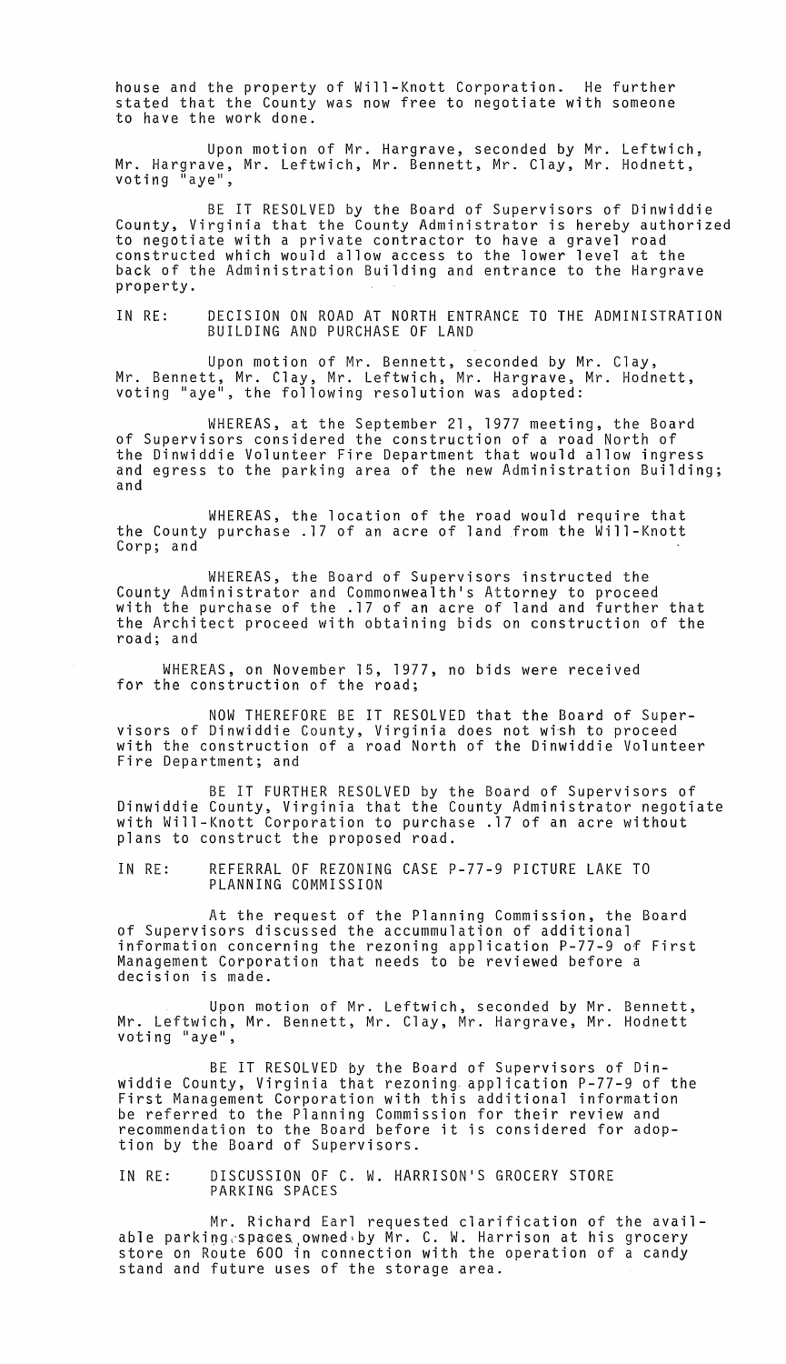house and the property of Will-Knott Corporation. He further stated that the County was now free to negotiate with someone to have the work done.

Upon motion of Mr. Hargrave, seconded by Mr. Leftwich, Mr. Hargrave, Mr. Leftwich, Mr. Bennett, Mr. Clay, Mr. Hodnett, voting "aye",

BE IT RESOLVED by the Board of Supervisors of Dinwiddie County, Virginia that the County Administrator is hereby authorized to negotiate with a private contractor to have a gravel road constructed which would allow access to the lower level at the back of the Administration Building and entrance to the Hargrave property.

IN RE: DECISION ON ROAD AT NORTH ENTRANCE TO THE ADMINISTRATION BUILDING AND PURCHASE OF LAND

Upon motion of Mr. Bennett, seconded by Mr. Clay, Mr. Bennett, Mr. Clay, Mr. Leftwich, Mr. Hargrave, Mr. Hodnett, voting "aye", the following resolution was adopted:

WHEREAS, at the September 21, 1977 meeting, the Board of Supervisors considered the construction of a road North of the Dinwiddie Volunteer Fire Department that would allow ingress and egress to the parking area of the new Administration Building; and

WHEREAS, the location of the road would require that the County purchase .17 of an acre of land from the Will-Knott Corp; and

WHEREAS, the Board of Supervisors instructed the County Administrator and Commonwealth's Attorney to proceed with the purchase of the .17 of an acre of land and further that the Architect proceed with obtaining bids on construction of the road; and

WHEREAS, on November 15, 1977, no bids were received for the construction of the road;

NOW THEREFORE BE IT RESOLVED that the Board of Supervisors of Dinwiddie County, Virginia does not wish to proceed with the construction of a road North of the Dinwiddie Volunteer Fire Department; and

BE IT FURTHER RESOLVED by the Board of Supervisors of Dinwiddie County, Virginia that the County Administrator negotiate with Will-Knott Corporation to purchase .17 of an acre without plans to construct the proposed road.

IN RE: REFERRAL OF REZONING CASE P-77-9 PICTURE LAKE TO PLANNING COMMISSION

At the request of the Planning Commission, the Board of Supervisors discussed the accummulation of additional information concerning the rezoning application P-77-9 of First Management Corporation that needs to be reviewed before a decision is made.

Upon motion of Mr. Leftwich, seconded by Mr. Bennett, Mr. Leftwich, Mr. Bennett, Mr. Clay, Mr. Hargrave, Mr. Hodnett voting "aye",

BE IT RESOLVED by the Board of Supervisors of Dinwiddie County, Virginia that rezoning application P-77-9 of the First Management Corporation with this additional information be referred to the Planning Commission for their review and recommendation to the Board before it is considered for adoption by the Board of Supervisors.

IN RE: DISCUSSION OF C. W. HARRISON'S GROCERY STORE PARKING SPACES

Mr. Richard Earl requested clarification of the available parking spaces owned by Mr. C. W. Harrison at his grocery store on Route 600 in connection with the operation of a candy stand and future uses of the storage area.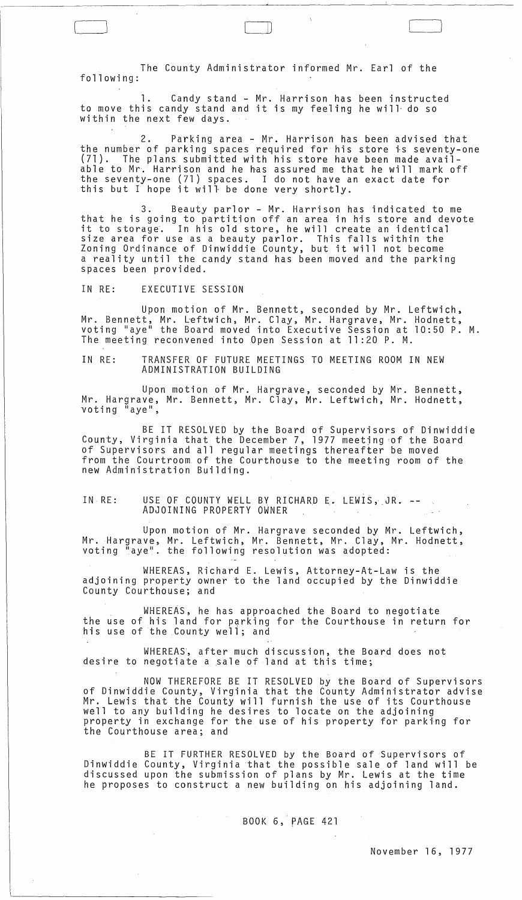The County Administrator informed Mr. Earl of the following:

1. Candy stand - Mr. Harrison has been instructed to move this candy stand and it is my feeling he will do so within the next few days.

2. Parking area - Mr. Harrison has been advised that the number of parking spaces required for his store is seventy-one (71). The plans submitted with his store have been made available to Mr. Harrison and he has assured me that he will mark off the seventy-one (71) spaces. I do not have an exact date for this but I hope it will be done very shortly.

3. Beauty parlor - Mr. Harrison has indicated to me that he is going to partition off an area in his store and devote it to storage. In his old store, he will create an identical size area for use as a beauty parlor. This falls within the Zoning Ordinance of Dinwiddie County, but it will not become a reality until the candy stand has been moved and the parking spaces been provided.

IN RE: EXECUTIVE SESSION

Upon motion of Mr. Bennett, seconded by Mr. Leftwich, Mr. Bennett, Mr. Leftwich, Mr. Clay, Mr. Hargrave, Mr. Hodnett, voting "aye" the Board moved into Executive Session at 10:50 P. M. The meeting reconvened into Open Session at 11:20 P. M.

IN RE: TRANSFER OF FUTURE MEETINGS TO MEETING ROOM IN NEW ADMINISTRATION BUILDING

Upon motion of Mr. Hargrave, seconded by Mr. Bennett, Mr. Hargrave, Mr. Bennett, Mr. Clay, Mr. Leftwich, Mr. Hodnett, voting "aye",

BE IT RESOLVED by the Board of Supervisors of Dinwiddie County, Virginia that the December 7, 1977 meeting of the Board of Supervisors and all regular meetings thereafter be moved from the Courtroom of the Courthouse to the meeting room of the new Administration Building.

IN RE: USE OF COUNTY WELL BY RICHARD E. LEWIS, JR. -- ADJOINING PROPERTY OWNER

Upon motion of Mr. Hargrave seconded by Mr. Leftwich, Mr. Hargrave, Mr. Leftwich, Mr. Bennett, Mr. Clay, Mr. Hodnett, voting "aye". the following resolution was adopted:

WHEREAS, Richard E. Lewis, Attorney-At-Law is the adjoining property owner to the land occupied by the Dinwiddie County Courthouse; and

WHEREAS, he has approached the Board to negotiate the use of his land for parking for the Courthouse in return for his use of the County well; and

WHEREAS, after much discussion, the Board does not desire to negotiate a sale of land at this time;

NOW THEREFORE BE IT RESOLVED by the Board of Supervisors of Dinwiddie County, Virginia that the County Administrator advise Mr. Lewis that the County will furnish the use of its Courthouse well to any building he desires to locate on the adjoining property in exchange for the use of his property for parking for the Courthouse area; and

BE IT FURTHER RESOLVED by the Board of Supervisors of Dinwiddie County, Virginia that the possible sale of land will be discussed upon the submission of plans by Mr. Lewis at the time he proposes to construct a new building on his adjoining land.

BOOK 6, PAGE 421

November 16, 1977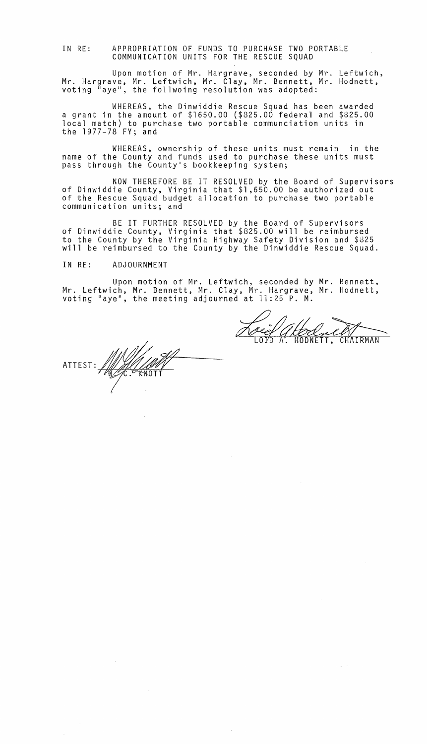IN RE: APPROPRIATION OF FUNDS TO PURCHASE TWO PORTABLE COMMUNICATION UNITS FOR THE RESCUE SQUAD

Upon motion of Mr. Hargrave, seconded by Mr. Leftwich, Mr. Hargrave, Mr. Leftwich, Mr. Clay, Mr. Bennett, Mr. Hodnett, voting "aye", the follwoing resolution was adopted:

WHEREAS, the Dinwiddie Rescue Squad has been awarded a grant in the amount of $1650.00 ($825.00 federal and $825.00 local match) to purchase two portable communciation units in the 1977-78 FY; and

WHEREAS, ownership of these units must remain in the name of the County and funds used to purchase these units must pass through the County's bookkeeping system;

NOW THEREFORE BE IT RESOLVED by the Board of Supervisors of Dinwiddie County, Virginia that $1,650.00 be authorized out of the Rescue Squad budget allocation to purchase two portable communication units; and

BE IT FURTHER RESOLVED by the Board of Supervisors of Dinwiddie County, Virginia that $825.00 will be reimbursed to the County by the Virginia Highway Safety Division and $825 will be reimbursed to the County by the Dinwiddie Rescue Squad.

IN RE: ADJOURNMENT

Upon motion of Mr. Leftwich, seconded by Mr. Bennett, Mr. Leftwich, Mr. Bennett, Mr. Clay, Mr. Hargrave, Mr. Hodnett, voting "aye", the meeting adjourned at 11:25 P. M.

LOYD A. HODNETT, CHAIRMAN

ATTEST: W. C. KNOTT